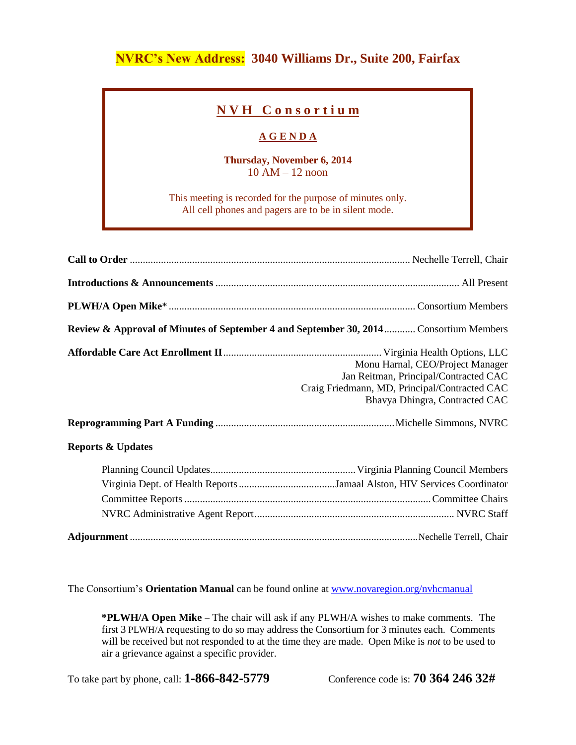**NVRC's New Address: 3040 Williams Dr., Suite 200, Fairfax**

# NVH Consortium

## AGENDA

**Thursday, November 6, 2014**
10 AM – 12 noon

This meeting is recorded for the purpose of minutes only.
All cell phones and pagers are to be in silent mode.

**Call to Order** .......... Nechelle Terrell, Chair

**Introductions & Announcements** .......... All Present

**PLWH/A Open Mike*** .......... Consortium Members

**Review & Approval of Minutes of September 4 and September 30, 2014** .......... Consortium Members

**Affordable Care Act Enrollment II** .......... Virginia Health Options, LLC
Monu Harnal, CEO/Project Manager
Jan Reitman, Principal/Contracted CAC
Craig Friedmann, MD, Principal/Contracted CAC
Bhavya Dhingra, Contracted CAC

**Reprogramming Part A Funding** .......... Michelle Simmons, NVRC

**Reports & Updates**

- Planning Council Updates .......... Virginia Planning Council Members
- Virginia Dept. of Health Reports .......... Jamaal Alston, HIV Services Coordinator
- Committee Reports .......... Committee Chairs
- NVRC Administrative Agent Report .......... NVRC Staff

**Adjournment** .......... Nechelle Terrell, Chair

The Consortium's **Orientation Manual** can be found online at www.novaregion.org/nvhcmanual

**\*PLWH/A Open Mike** – The chair will ask if any PLWH/A wishes to make comments. The first 3 PLWH/A requesting to do so may address the Consortium for 3 minutes each. Comments will be received but not responded to at the time they are made. Open Mike is *not* to be used to air a grievance against a specific provider.

To take part by phone, call: **1-866-842-5779** Conference code is: **70 364 246 32#**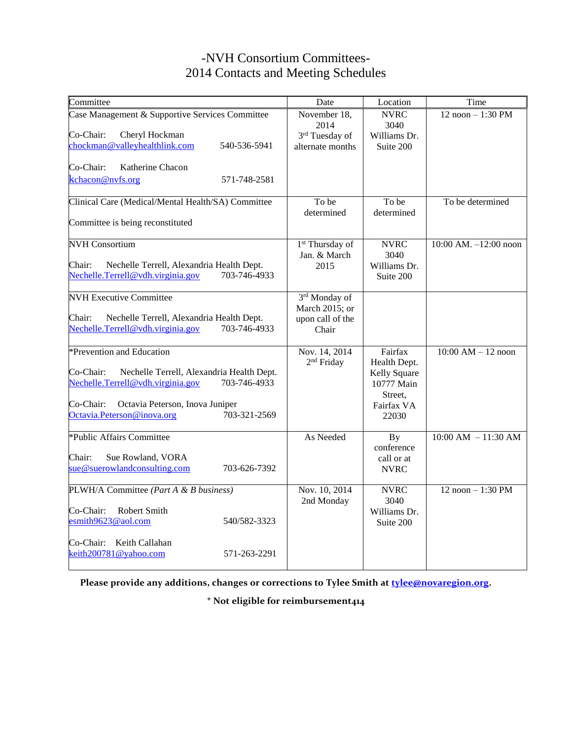# -NVH Consortium Committees-
# 2014 Contacts and Meeting Schedules

| Committee | Date | Location | Time |
|---|---|---|---|
| Case Management & Supportive Services Committee<br><br>Co-Chair: Cheryl Hockman<br>chockman@valleyhealthlink.com 540-536-5941<br><br>Co-Chair: Katherine Chacon<br>kchacon@nvfs.org 571-748-2581 | November 18, 2014<br>3rd Tuesday of alternate months | NVRC 3040 Williams Dr. Suite 200 | 12 noon – 1:30 PM |
| Clinical Care (Medical/Mental Health/SA) Committee<br><br>Committee is being reconstituted | To be determined | To be determined | To be determined |
| NVH Consortium<br><br>Chair: Nechelle Terrell, Alexandria Health Dept.<br>Nechelle.Terrell@vdh.virginia.gov 703-746-4933 | 1st Thursday of Jan. & March 2015 | NVRC 3040 Williams Dr. Suite 200 | 10:00 AM. –12:00 noon |
| NVH Executive Committee<br><br>Chair: Nechelle Terrell, Alexandria Health Dept.<br>Nechelle.Terrell@vdh.virginia.gov 703-746-4933 | 3rd Monday of March 2015; or upon call of the Chair | | |
| *Prevention and Education<br><br>Co-Chair: Nechelle Terrell, Alexandria Health Dept.<br>Nechelle.Terrell@vdh.virginia.gov 703-746-4933<br><br>Co-Chair: Octavia Peterson, Inova Juniper<br>Octavia.Peterson@inova.org 703-321-2569 | Nov. 14, 2014<br>2nd Friday | Fairfax Health Dept. Kelly Square 10777 Main Street, Fairfax VA 22030 | 10:00 AM – 12 noon |
| *Public Affairs Committee<br><br>Chair: Sue Rowland, VORA<br>sue@suerowlandconsulting.com 703-626-7392 | As Needed | By conference call or at NVRC | 10:00 AM – 11:30 AM |
| PLWH/A Committee *(Part A & B business)*<br><br>Co-Chair: Robert Smith<br>esmith9623@aol.com 540/582-3323<br><br>Co-Chair: Keith Callahan<br>keith200781@yahoo.com 571-263-2291 | Nov. 10, 2014<br>2nd Monday | NVRC 3040 Williams Dr. Suite 200 | 12 noon – 1:30 PM |

**Please provide any additions, changes or corrections to Tylee Smith at tylee@novaregion.org.**

**\* Not eligible for reimbursement414**